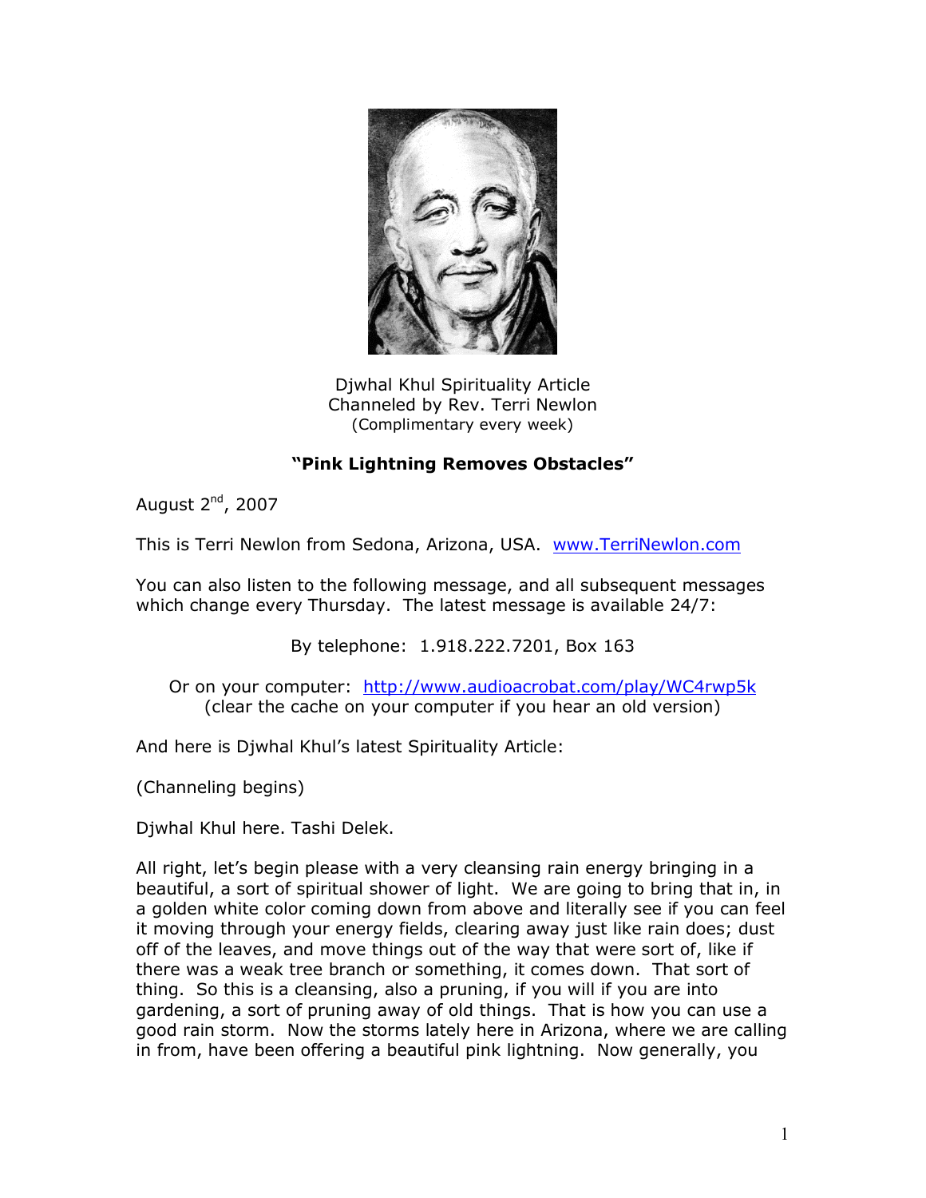Djwhal Khul Spirituality Article
Channeled by Rev. Terri Newlon
(Complimentary every week)

**"Pink Lightning Removes Obstacles"**

August 2nd, 2007

This is Terri Newlon from Sedona, Arizona, USA. www.TerriNewlon.com

You can also listen to the following message, and all subsequent messages which change every Thursday. The latest message is available 24/7:

By telephone: 1.918.222.7201, Box 163

Or on your computer: http://www.audioacrobat.com/play/WC4rwp5k
(clear the cache on your computer if you hear an old version)

And here is Djwhal Khul's latest Spirituality Article:

(Channeling begins)

Djwhal Khul here. Tashi Delek.

All right, let's begin please with a very cleansing rain energy bringing in a beautiful, a sort of spiritual shower of light. We are going to bring that in, in a golden white color coming down from above and literally see if you can feel it moving through your energy fields, clearing away just like rain does; dust off of the leaves, and move things out of the way that were sort of, like if there was a weak tree branch or something, it comes down. That sort of thing. So this is a cleansing, also a pruning, if you will if you are into gardening, a sort of pruning away of old things. That is how you can use a good rain storm. Now the storms lately here in Arizona, where we are calling in from, have been offering a beautiful pink lightning. Now generally, you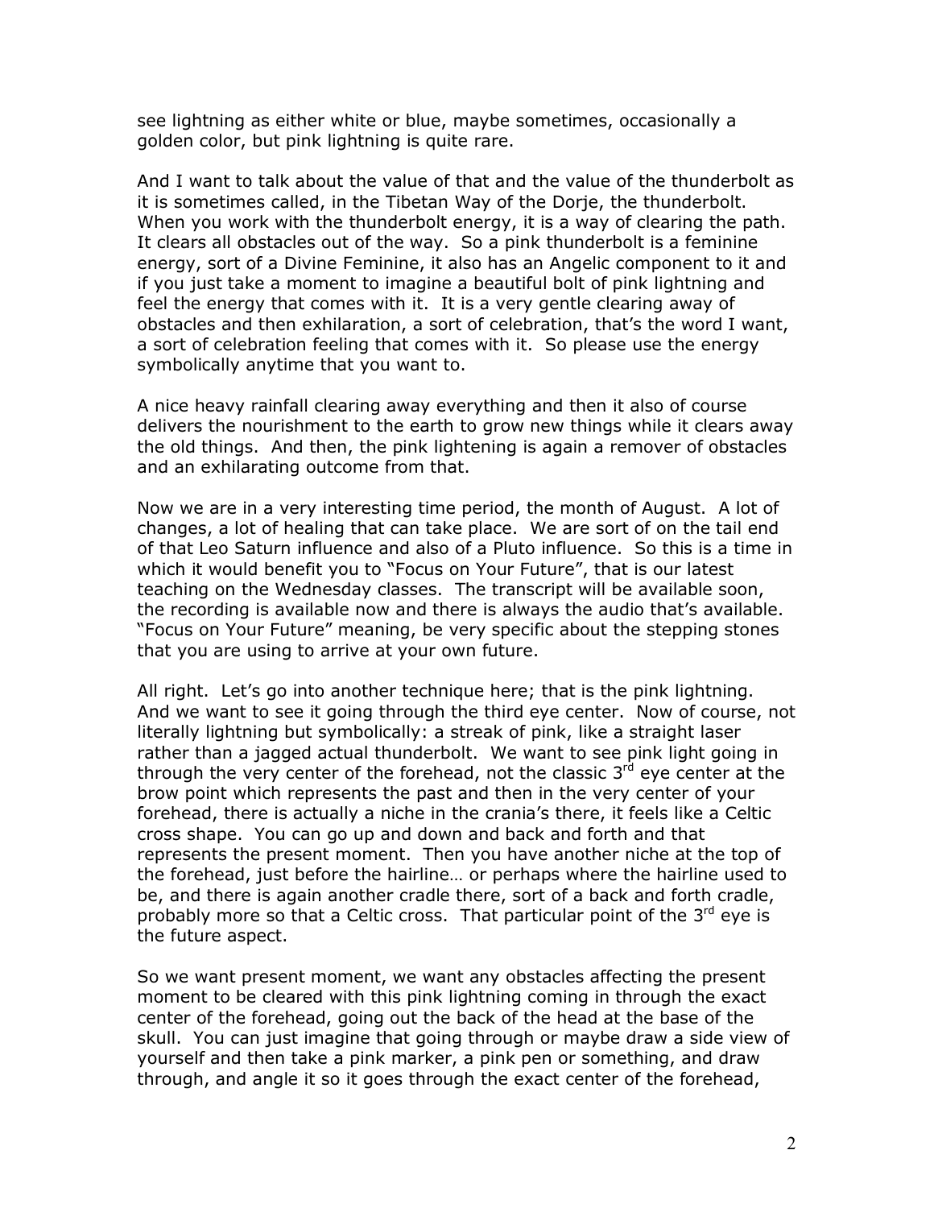see lightning as either white or blue, maybe sometimes, occasionally a golden color, but pink lightning is quite rare.

And I want to talk about the value of that and the value of the thunderbolt as it is sometimes called, in the Tibetan Way of the Dorje, the thunderbolt. When you work with the thunderbolt energy, it is a way of clearing the path. It clears all obstacles out of the way. So a pink thunderbolt is a feminine energy, sort of a Divine Feminine, it also has an Angelic component to it and if you just take a moment to imagine a beautiful bolt of pink lightning and feel the energy that comes with it. It is a very gentle clearing away of obstacles and then exhilaration, a sort of celebration, that's the word I want, a sort of celebration feeling that comes with it. So please use the energy symbolically anytime that you want to.

A nice heavy rainfall clearing away everything and then it also of course delivers the nourishment to the earth to grow new things while it clears away the old things. And then, the pink lightening is again a remover of obstacles and an exhilarating outcome from that.

Now we are in a very interesting time period, the month of August. A lot of changes, a lot of healing that can take place. We are sort of on the tail end of that Leo Saturn influence and also of a Pluto influence. So this is a time in which it would benefit you to "Focus on Your Future", that is our latest teaching on the Wednesday classes. The transcript will be available soon, the recording is available now and there is always the audio that's available. "Focus on Your Future" meaning, be very specific about the stepping stones that you are using to arrive at your own future.

All right. Let's go into another technique here; that is the pink lightning. And we want to see it going through the third eye center. Now of course, not literally lightning but symbolically: a streak of pink, like a straight laser rather than a jagged actual thunderbolt. We want to see pink light going in through the very center of the forehead, not the classic 3rd eye center at the brow point which represents the past and then in the very center of your forehead, there is actually a niche in the crania's there, it feels like a Celtic cross shape. You can go up and down and back and forth and that represents the present moment. Then you have another niche at the top of the forehead, just before the hairline… or perhaps where the hairline used to be, and there is again another cradle there, sort of a back and forth cradle, probably more so that a Celtic cross. That particular point of the 3rd eye is the future aspect.

So we want present moment, we want any obstacles affecting the present moment to be cleared with this pink lightning coming in through the exact center of the forehead, going out the back of the head at the base of the skull. You can just imagine that going through or maybe draw a side view of yourself and then take a pink marker, a pink pen or something, and draw through, and angle it so it goes through the exact center of the forehead,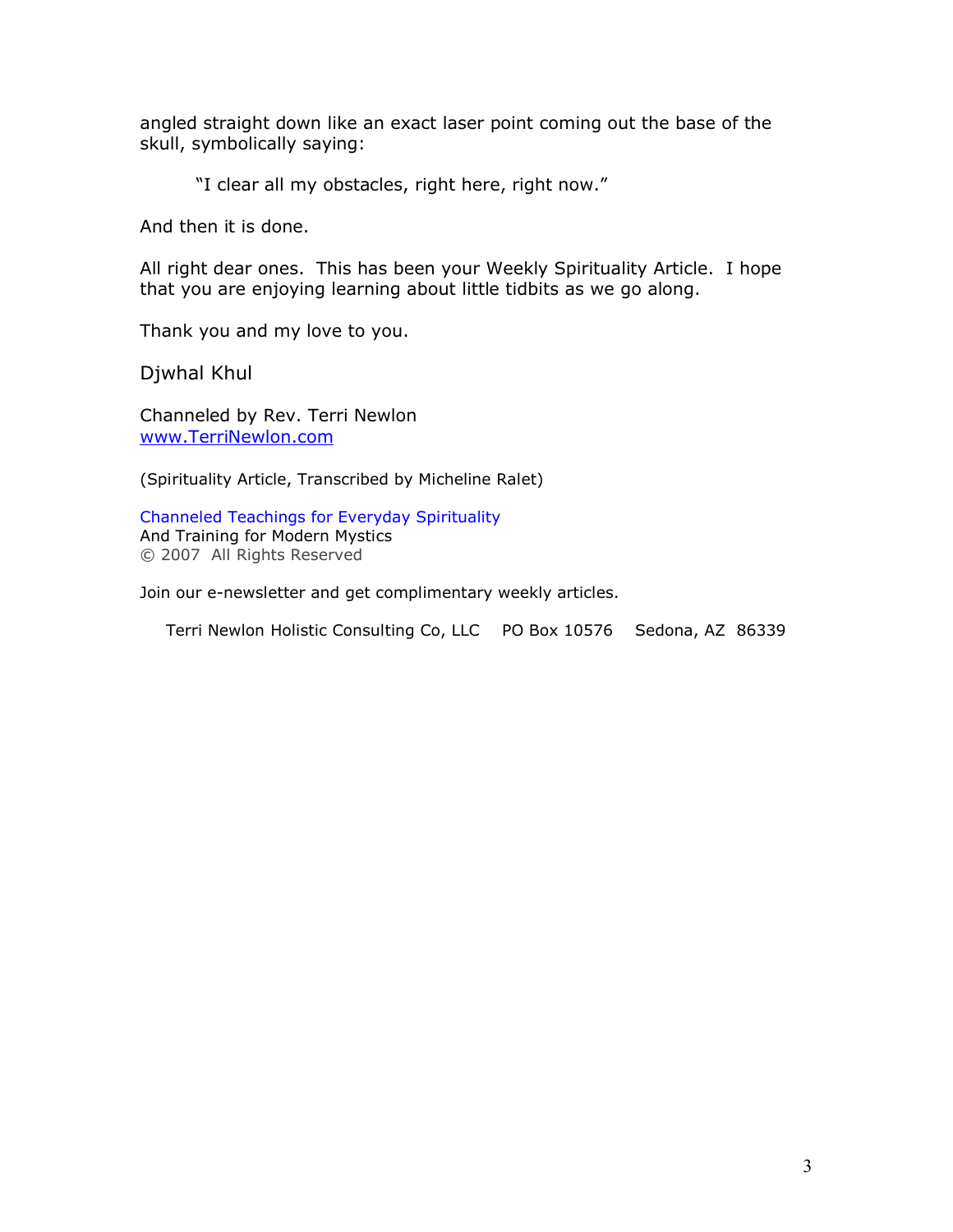angled straight down like an exact laser point coming out the base of the skull, symbolically saying:

> "I clear all my obstacles, right here, right now."

And then it is done.

All right dear ones. This has been your Weekly Spirituality Article. I hope that you are enjoying learning about little tidbits as we go along.

Thank you and my love to you.

Djwhal Khul

Channeled by Rev. Terri Newlon
www.TerriNewlon.com

(Spirituality Article, Transcribed by Micheline Ralet)

Channeled Teachings for Everyday Spirituality
And Training for Modern Mystics
© 2007 All Rights Reserved

Join our e-newsletter and get complimentary weekly articles.

Terri Newlon Holistic Consulting Co, LLC PO Box 10576 Sedona, AZ 86339